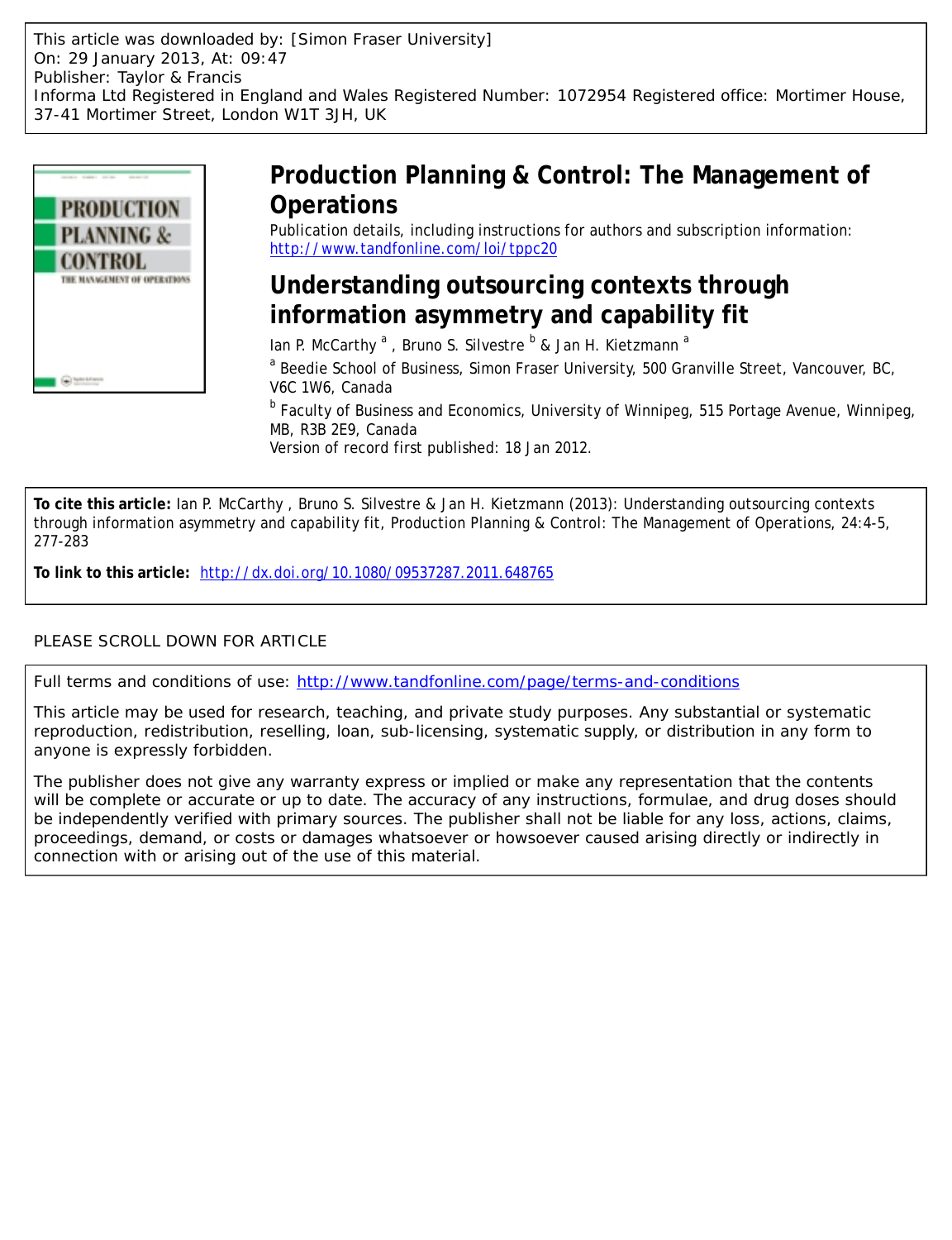This article was downloaded by: [Simon Fraser University]
On: 29 January 2013, At: 09:47
Publisher: Taylor & Francis
Informa Ltd Registered in England and Wales Registered Number: 1072954 Registered office: Mortimer House, 37-41 Mortimer Street, London W1T 3JH, UK

# Production Planning & Control: The Management of Operations

Publication details, including instructions for authors and subscription information:
http://www.tandfonline.com/loi/tppc20

# Understanding outsourcing contexts through information asymmetry and capability fit

Ian P. McCarthy [a] , Bruno S. Silvestre [b] & Jan H. Kietzmann [a]

[a] Beedie School of Business, Simon Fraser University, 500 Granville Street, Vancouver, BC, V6C 1W6, Canada

[b] Faculty of Business and Economics, University of Winnipeg, 515 Portage Avenue, Winnipeg, MB, R3B 2E9, Canada

Version of record first published: 18 Jan 2012.

**To cite this article:** Ian P. McCarthy , Bruno S. Silvestre & Jan H. Kietzmann (2013): Understanding outsourcing contexts through information asymmetry and capability fit, Production Planning & Control: The Management of Operations, 24:4-5, 277-283

**To link to this article:** http://dx.doi.org/10.1080/09537287.2011.648765

PLEASE SCROLL DOWN FOR ARTICLE

Full terms and conditions of use: http://www.tandfonline.com/page/terms-and-conditions

This article may be used for research, teaching, and private study purposes. Any substantial or systematic reproduction, redistribution, reselling, loan, sub-licensing, systematic supply, or distribution in any form to anyone is expressly forbidden.

The publisher does not give any warranty express or implied or make any representation that the contents will be complete or accurate or up to date. The accuracy of any instructions, formulae, and drug doses should be independently verified with primary sources. The publisher shall not be liable for any loss, actions, claims, proceedings, demand, or costs or damages whatsoever or howsoever caused arising directly or indirectly in connection with or arising out of the use of this material.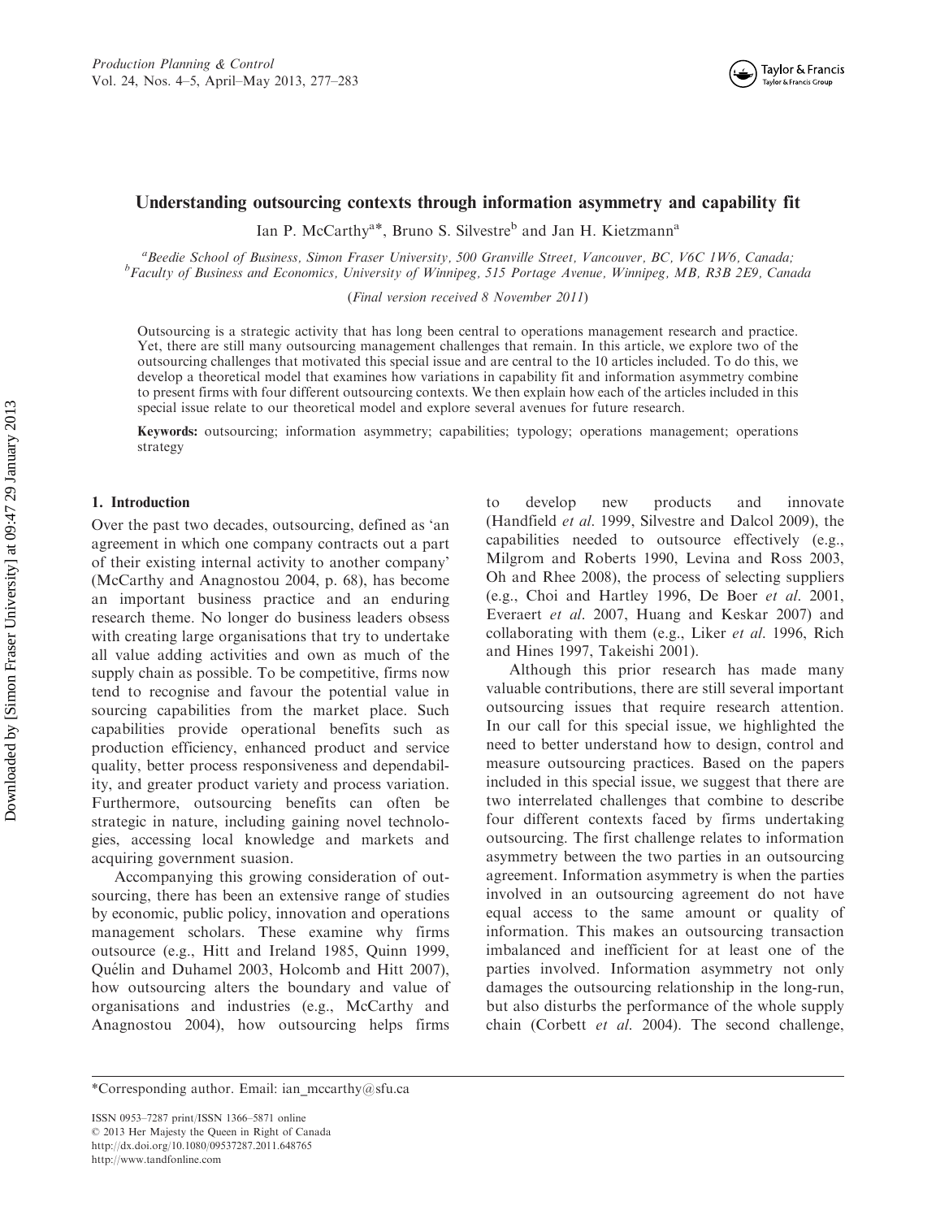# Understanding outsourcing contexts through information asymmetry and capability fit

Ian P. McCarthy[a]*, Bruno S. Silvestre[b] and Jan H. Kietzmann[a]

[a]*Beedie School of Business, Simon Fraser University, 500 Granville Street, Vancouver, BC, V6C 1W6, Canada;* [b]*Faculty of Business and Economics, University of Winnipeg, 515 Portage Avenue, Winnipeg, MB, R3B 2E9, Canada*

(*Final version received 8 November 2011*)

Outsourcing is a strategic activity that has long been central to operations management research and practice. Yet, there are still many outsourcing management challenges that remain. In this article, we explore two of the outsourcing challenges that motivated this special issue and are central to the 10 articles included. To do this, we develop a theoretical model that examines how variations in capability fit and information asymmetry combine to present firms with four different outsourcing contexts. We then explain how each of the articles included in this special issue relate to our theoretical model and explore several avenues for future research.

**Keywords:** outsourcing; information asymmetry; capabilities; typology; operations management; operations strategy

## 1. Introduction

Over the past two decades, outsourcing, defined as 'an agreement in which one company contracts out a part of their existing internal activity to another company' (McCarthy and Anagnostou 2004, p. 68), has become an important business practice and an enduring research theme. No longer do business leaders obsess with creating large organisations that try to undertake all value adding activities and own as much of the supply chain as possible. To be competitive, firms now tend to recognise and favour the potential value in sourcing capabilities from the market place. Such capabilities provide operational benefits such as production efficiency, enhanced product and service quality, better process responsiveness and dependability, and greater product variety and process variation. Furthermore, outsourcing benefits can often be strategic in nature, including gaining novel technologies, accessing local knowledge and markets and acquiring government suasion.

Accompanying this growing consideration of outsourcing, there has been an extensive range of studies by economic, public policy, innovation and operations management scholars. These examine why firms outsource (e.g., Hitt and Ireland 1985, Quinn 1999, Quélin and Duhamel 2003, Holcomb and Hitt 2007), how outsourcing alters the boundary and value of organisations and industries (e.g., McCarthy and Anagnostou 2004), how outsourcing helps firms to develop new products and innovate (Handfield *et al.* 1999, Silvestre and Dalcol 2009), the capabilities needed to outsource effectively (e.g., Milgrom and Roberts 1990, Levina and Ross 2003, Oh and Rhee 2008), the process of selecting suppliers (e.g., Choi and Hartley 1996, De Boer *et al.* 2001, Everaert *et al.* 2007, Huang and Keskar 2007) and collaborating with them (e.g., Liker *et al.* 1996, Rich and Hines 1997, Takeishi 2001).

Although this prior research has made many valuable contributions, there are still several important outsourcing issues that require research attention. In our call for this special issue, we highlighted the need to better understand how to design, control and measure outsourcing practices. Based on the papers included in this special issue, we suggest that there are two interrelated challenges that combine to describe four different contexts faced by firms undertaking outsourcing. The first challenge relates to information asymmetry between the two parties in an outsourcing agreement. Information asymmetry is when the parties involved in an outsourcing agreement do not have equal access to the same amount or quality of information. This makes an outsourcing transaction imbalanced and inefficient for at least one of the parties involved. Information asymmetry not only damages the outsourcing relationship in the long-run, but also disturbs the performance of the whole supply chain (Corbett *et al.* 2004). The second challenge,

*Corresponding author. Email: ian_mccarthy@sfu.ca

ISSN 0953–7287 print/ISSN 1366–5871 online
© 2013 Her Majesty the Queen in Right of Canada
http://dx.doi.org/10.1080/09537287.2011.648765
http://www.tandfonline.com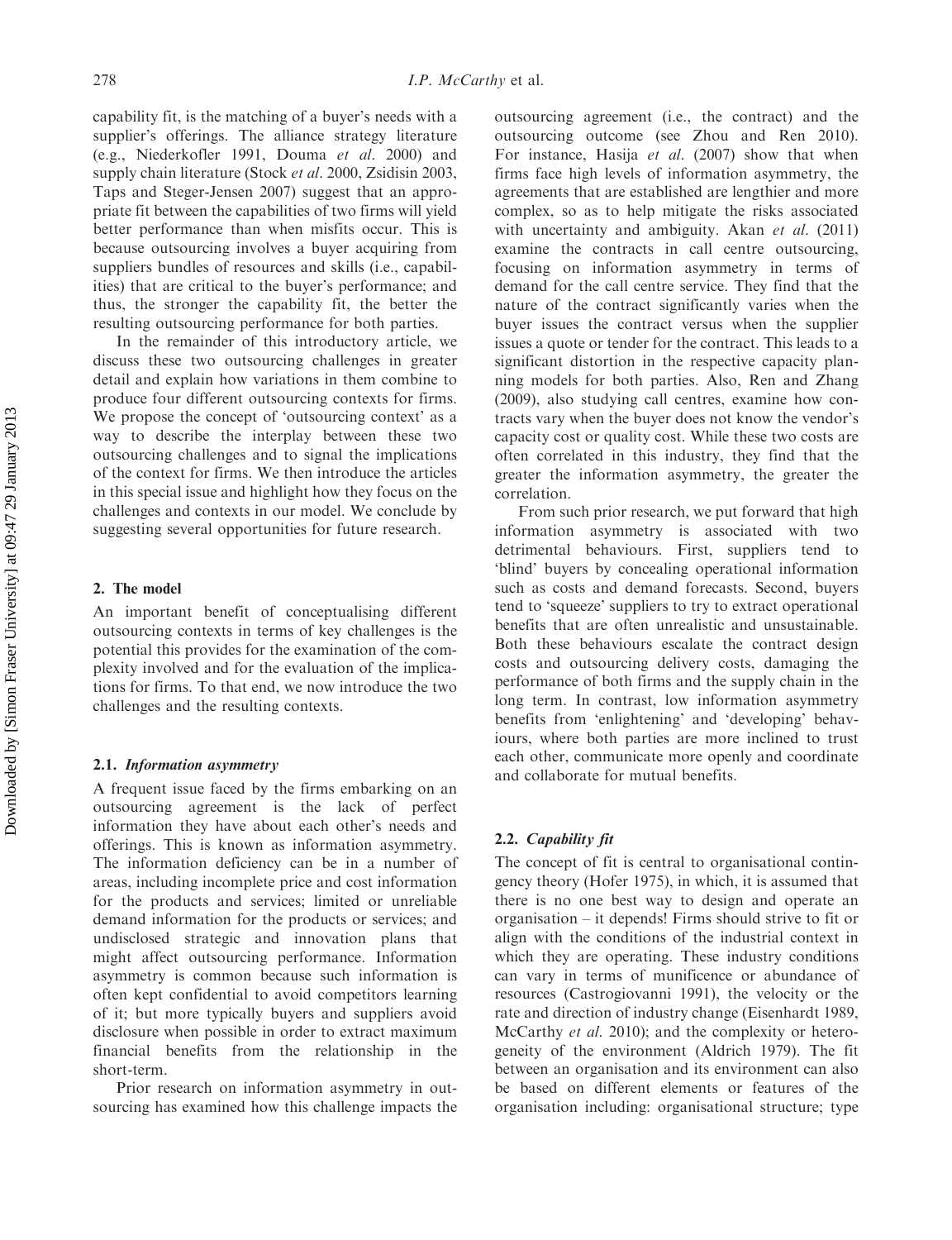capability fit, is the matching of a buyer's needs with a supplier's offerings. The alliance strategy literature (e.g., Niederkofler 1991, Douma *et al*. 2000) and supply chain literature (Stock *et al*. 2000, Zsidisin 2003, Taps and Steger-Jensen 2007) suggest that an appropriate fit between the capabilities of two firms will yield better performance than when misfits occur. This is because outsourcing involves a buyer acquiring from suppliers bundles of resources and skills (i.e., capabilities) that are critical to the buyer's performance; and thus, the stronger the capability fit, the better the resulting outsourcing performance for both parties.

In the remainder of this introductory article, we discuss these two outsourcing challenges in greater detail and explain how variations in them combine to produce four different outsourcing contexts for firms. We propose the concept of 'outsourcing context' as a way to describe the interplay between these two outsourcing challenges and to signal the implications of the context for firms. We then introduce the articles in this special issue and highlight how they focus on the challenges and contexts in our model. We conclude by suggesting several opportunities for future research.

## 2. The model

An important benefit of conceptualising different outsourcing contexts in terms of key challenges is the potential this provides for the examination of the complexity involved and for the evaluation of the implications for firms. To that end, we now introduce the two challenges and the resulting contexts.

### 2.1. *Information asymmetry*

A frequent issue faced by the firms embarking on an outsourcing agreement is the lack of perfect information they have about each other's needs and offerings. This is known as information asymmetry. The information deficiency can be in a number of areas, including incomplete price and cost information for the products and services; limited or unreliable demand information for the products or services; and undisclosed strategic and innovation plans that might affect outsourcing performance. Information asymmetry is common because such information is often kept confidential to avoid competitors learning of it; but more typically buyers and suppliers avoid disclosure when possible in order to extract maximum financial benefits from the relationship in the short-term.

Prior research on information asymmetry in outsourcing has examined how this challenge impacts the outsourcing agreement (i.e., the contract) and the outsourcing outcome (see Zhou and Ren 2010). For instance, Hasija *et al*. (2007) show that when firms face high levels of information asymmetry, the agreements that are established are lengthier and more complex, so as to help mitigate the risks associated with uncertainty and ambiguity. Akan *et al*. (2011) examine the contracts in call centre outsourcing, focusing on information asymmetry in terms of demand for the call centre service. They find that the nature of the contract significantly varies when the buyer issues the contract versus when the supplier issues a quote or tender for the contract. This leads to a significant distortion in the respective capacity planning models for both parties. Also, Ren and Zhang (2009), also studying call centres, examine how contracts vary when the buyer does not know the vendor's capacity cost or quality cost. While these two costs are often correlated in this industry, they find that the greater the information asymmetry, the greater the correlation.

From such prior research, we put forward that high information asymmetry is associated with two detrimental behaviours. First, suppliers tend to 'blind' buyers by concealing operational information such as costs and demand forecasts. Second, buyers tend to 'squeeze' suppliers to try to extract operational benefits that are often unrealistic and unsustainable. Both these behaviours escalate the contract design costs and outsourcing delivery costs, damaging the performance of both firms and the supply chain in the long term. In contrast, low information asymmetry benefits from 'enlightening' and 'developing' behaviours, where both parties are more inclined to trust each other, communicate more openly and coordinate and collaborate for mutual benefits.

### 2.2. *Capability fit*

The concept of fit is central to organisational contingency theory (Hofer 1975), in which, it is assumed that there is no one best way to design and operate an organisation – it depends! Firms should strive to fit or align with the conditions of the industrial context in which they are operating. These industry conditions can vary in terms of munificence or abundance of resources (Castrogiovanni 1991), the velocity or the rate and direction of industry change (Eisenhardt 1989, McCarthy *et al*. 2010); and the complexity or heterogeneity of the environment (Aldrich 1979). The fit between an organisation and its environment can also be based on different elements or features of the organisation including: organisational structure; type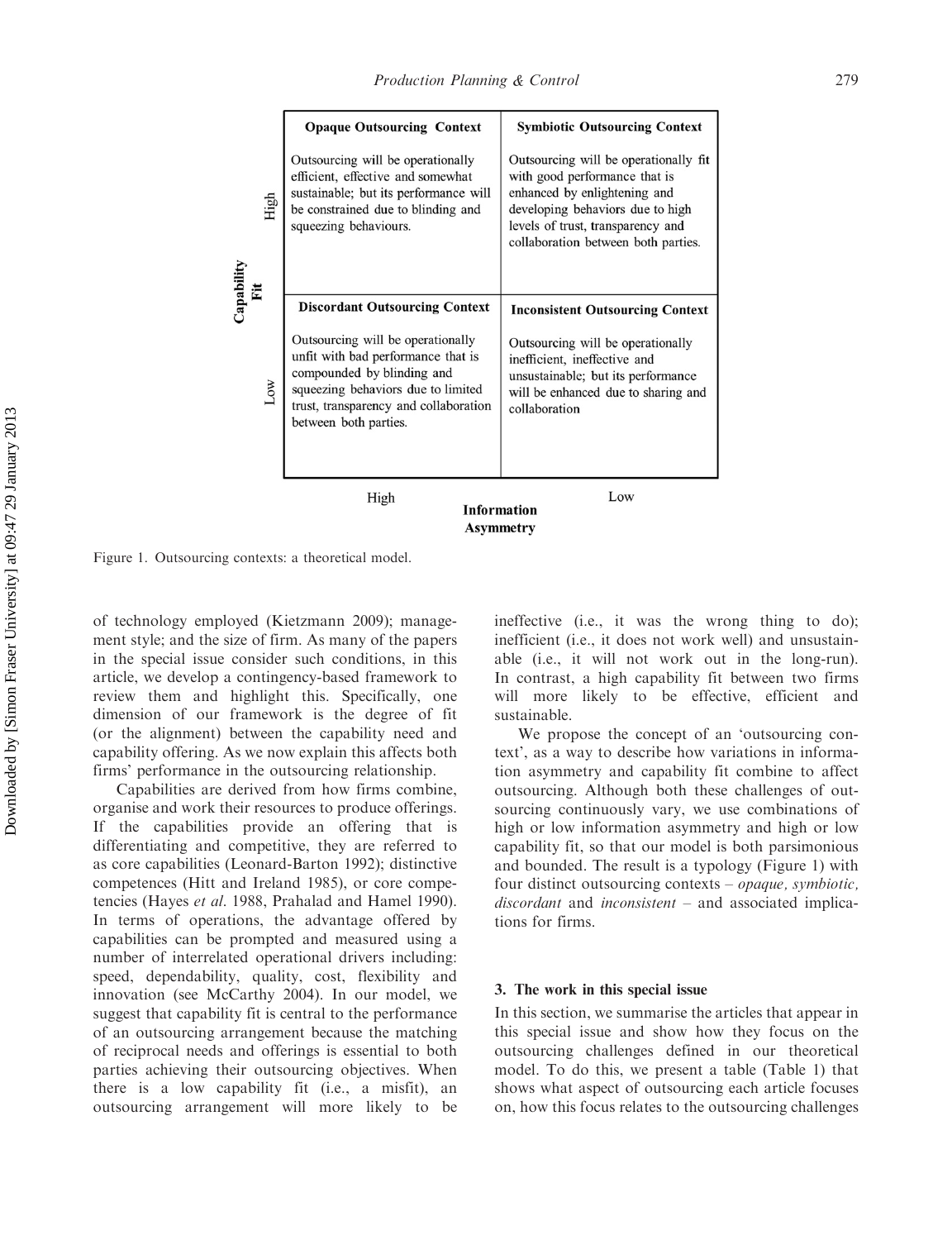| Capability Fit | Opaque Outsourcing Context (Information Asymmetry: High) | Symbiotic Outsourcing Context (Information Asymmetry: Low) |
|---|---|---|
| High | **Opaque Outsourcing Context** Outsourcing will be operationally efficient, effective and somewhat sustainable; but its performance will be constrained due to blinding and squeezing behaviours. | **Symbiotic Outsourcing Context** Outsourcing will be operationally fit with good performance that is enhanced by enlightening and developing behaviors due to high levels of trust, transparency and collaboration between both parties. |
| Low | **Discordant Outsourcing Context** Outsourcing will be operationally unfit with bad performance that is compounded by blinding and squeezing behaviors due to limited trust, transparency and collaboration between both parties. | **Inconsistent Outsourcing Context** Outsourcing will be operationally inefficient, ineffective and unsustainable; but its performance will be enhanced due to sharing and collaboration |

Figure 1. Outsourcing contexts: a theoretical model.

of technology employed (Kietzmann 2009); management style; and the size of firm. As many of the papers in the special issue consider such conditions, in this article, we develop a contingency-based framework to review them and highlight this. Specifically, one dimension of our framework is the degree of fit (or the alignment) between the capability need and capability offering. As we now explain this affects both firms' performance in the outsourcing relationship.

Capabilities are derived from how firms combine, organise and work their resources to produce offerings. If the capabilities provide an offering that is differentiating and competitive, they are referred to as core capabilities (Leonard-Barton 1992); distinctive competences (Hitt and Ireland 1985), or core competencies (Hayes *et al.* 1988, Prahalad and Hamel 1990). In terms of operations, the advantage offered by capabilities can be prompted and measured using a number of interrelated operational drivers including: speed, dependability, quality, cost, flexibility and innovation (see McCarthy 2004). In our model, we suggest that capability fit is central to the performance of an outsourcing arrangement because the matching of reciprocal needs and offerings is essential to both parties achieving their outsourcing objectives. When there is a low capability fit (i.e., a misfit), an outsourcing arrangement will more likely to be ineffective (i.e., it was the wrong thing to do); inefficient (i.e., it does not work well) and unsustainable (i.e., it will not work out in the long-run). In contrast, a high capability fit between two firms will more likely to be effective, efficient and sustainable.

We propose the concept of an 'outsourcing context', as a way to describe how variations in information asymmetry and capability fit combine to affect outsourcing. Although both these challenges of outsourcing continuously vary, we use combinations of high or low information asymmetry and high or low capability fit, so that our model is both parsimonious and bounded. The result is a typology (Figure 1) with four distinct outsourcing contexts – *opaque, symbiotic, discordant* and *inconsistent* – and associated implications for firms.

## 3. The work in this special issue

In this section, we summarise the articles that appear in this special issue and show how they focus on the outsourcing challenges defined in our theoretical model. To do this, we present a table (Table 1) that shows what aspect of outsourcing each article focuses on, how this focus relates to the outsourcing challenges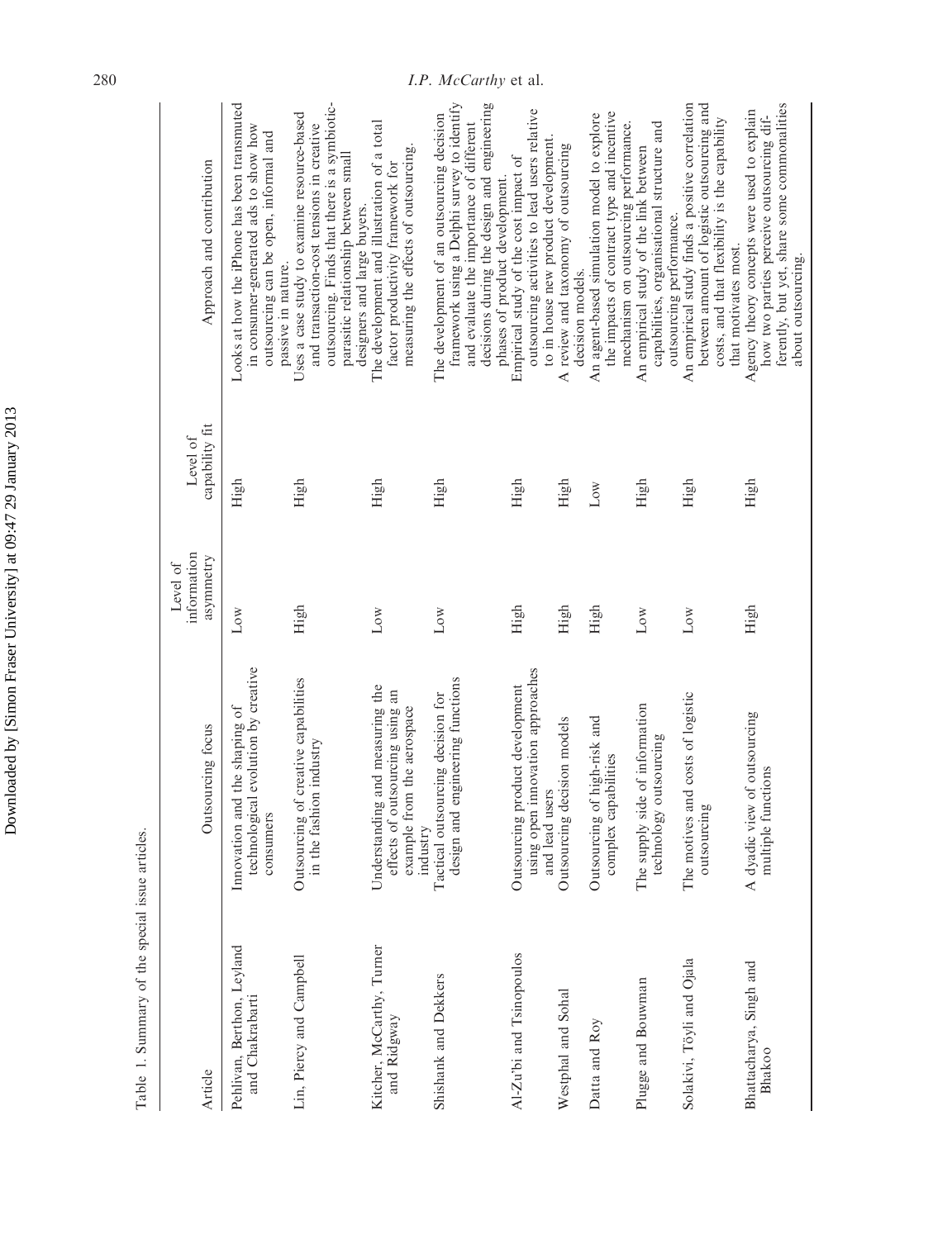Table 1. Summary of the special issue articles.

| Article | Outsourcing focus | Level of information asymmetry | Level of capability fit | Approach and contribution |
|---|---|---|---|---|
| Pehlivan, Berthon, Leyland and Chakrabarti | Innovation and the shaping of technological evolution by creative consumers | Low | High | Looks at how the iPhone has been transmuted in consumer-generated ads to show how outsourcing can be open, informal and passive in nature. |
| Lin, Piercy and Campbell | Outsourcing of creative capabilities in the fashion industry | High | High | Uses a case study to examine resource-based and transaction-cost tensions in creative outsourcing. Finds that there is a symbiotic-parasitic relationship between small designers and large buyers. |
| Kitcher, McCarthy, Turner and Ridgway | Understanding and measuring the effects of outsourcing using an example from the aerospace industry | Low | High | The development and illustration of a total factor productivity framework for measuring the effects of outsourcing. |
| Shishank and Dekkers | Tactical outsourcing decision for design and engineering functions | Low | High | The development of an outsourcing decision framework using a Delphi survey to identify and evaluate the importance of different decisions during the design and engineering phases of product development. |
| Al-Zu'bi and Tsinopoulos | Outsourcing product development using open innovation approaches and lead users | High | High | Empirical study of the cost impact of outsourcing activities to lead users relative to in house new product development. |
| Westphal and Sohal | Outsourcing decision models | High | High | A review and taxonomy of outsourcing decision models. |
| Datta and Roy | Outsourcing of high-risk and complex capabilities | High | Low | An agent-based simulation model to explore the impacts of contract type and incentive mechanism on outsourcing performance. |
| Plugge and Bouwman | The supply side of information technology outsourcing | Low | High | An empirical study of the link between capabilities, organisational structure and outsourcing performance. |
| Solakivi, Töyli and Ojala | The motives and costs of logistic outsourcing | Low | High | An empirical study finds a positive correlation between amount of logistic outsourcing and costs, and that flexibility is the capability that motivates most. |
| Bhattacharya, Singh and Bhakoo | A dyadic view of outsourcing multiple functions | High | High | Agency theory concepts were used to explain how two parties perceive outsourcing differently, but yet, share some commonalities about outsourcing. |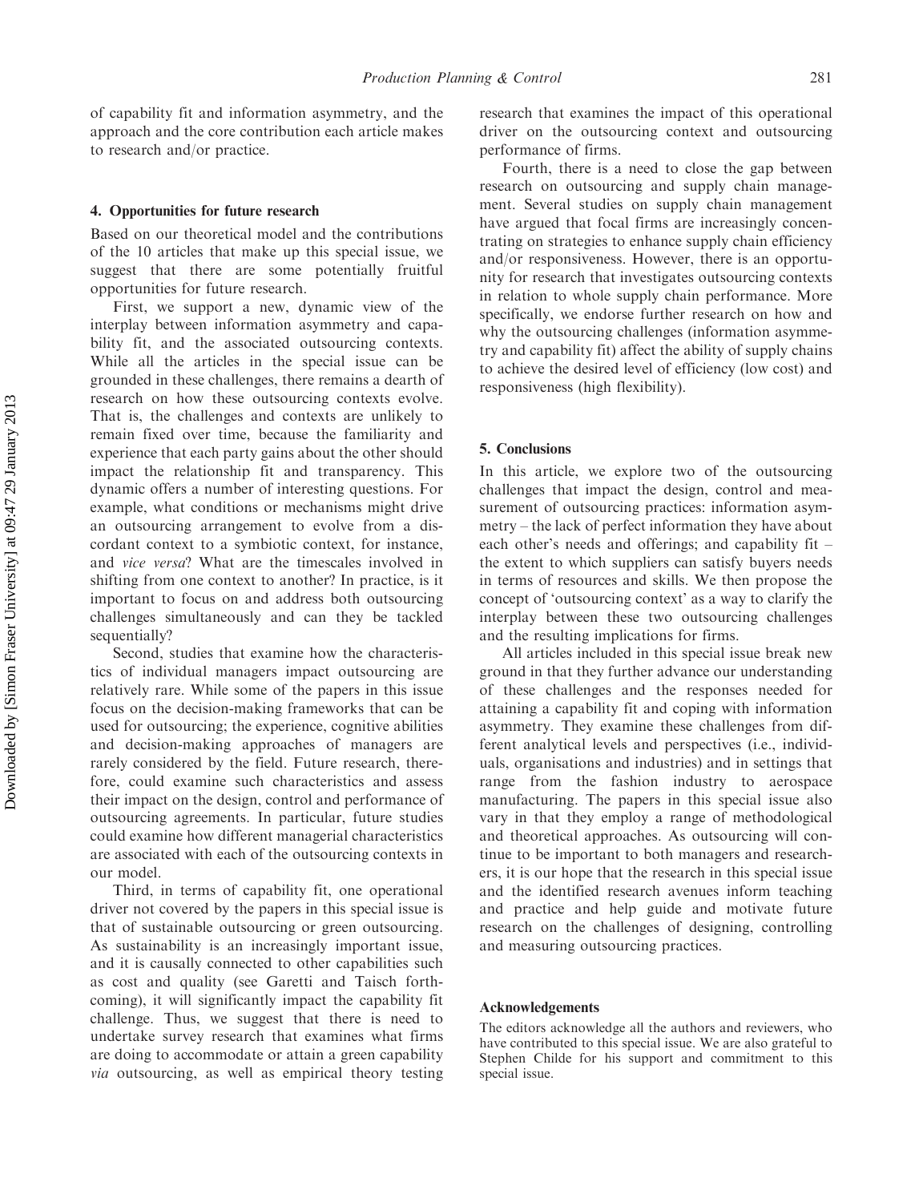of capability fit and information asymmetry, and the approach and the core contribution each article makes to research and/or practice.

## 4. Opportunities for future research

Based on our theoretical model and the contributions of the 10 articles that make up this special issue, we suggest that there are some potentially fruitful opportunities for future research.

First, we support a new, dynamic view of the interplay between information asymmetry and capability fit, and the associated outsourcing contexts. While all the articles in the special issue can be grounded in these challenges, there remains a dearth of research on how these outsourcing contexts evolve. That is, the challenges and contexts are unlikely to remain fixed over time, because the familiarity and experience that each party gains about the other should impact the relationship fit and transparency. This dynamic offers a number of interesting questions. For example, what conditions or mechanisms might drive an outsourcing arrangement to evolve from a discordant context to a symbiotic context, for instance, and *vice versa*? What are the timescales involved in shifting from one context to another? In practice, is it important to focus on and address both outsourcing challenges simultaneously and can they be tackled sequentially?

Second, studies that examine how the characteristics of individual managers impact outsourcing are relatively rare. While some of the papers in this issue focus on the decision-making frameworks that can be used for outsourcing; the experience, cognitive abilities and decision-making approaches of managers are rarely considered by the field. Future research, therefore, could examine such characteristics and assess their impact on the design, control and performance of outsourcing agreements. In particular, future studies could examine how different managerial characteristics are associated with each of the outsourcing contexts in our model.

Third, in terms of capability fit, one operational driver not covered by the papers in this special issue is that of sustainable outsourcing or green outsourcing. As sustainability is an increasingly important issue, and it is causally connected to other capabilities such as cost and quality (see Garetti and Taisch forthcoming), it will significantly impact the capability fit challenge. Thus, we suggest that there is need to undertake survey research that examines what firms are doing to accommodate or attain a green capability *via* outsourcing, as well as empirical theory testing research that examines the impact of this operational driver on the outsourcing context and outsourcing performance of firms.

Fourth, there is a need to close the gap between research on outsourcing and supply chain management. Several studies on supply chain management have argued that focal firms are increasingly concentrating on strategies to enhance supply chain efficiency and/or responsiveness. However, there is an opportunity for research that investigates outsourcing contexts in relation to whole supply chain performance. More specifically, we endorse further research on how and why the outsourcing challenges (information asymmetry and capability fit) affect the ability of supply chains to achieve the desired level of efficiency (low cost) and responsiveness (high flexibility).

## 5. Conclusions

In this article, we explore two of the outsourcing challenges that impact the design, control and measurement of outsourcing practices: information asymmetry – the lack of perfect information they have about each other's needs and offerings; and capability fit – the extent to which suppliers can satisfy buyers needs in terms of resources and skills. We then propose the concept of 'outsourcing context' as a way to clarify the interplay between these two outsourcing challenges and the resulting implications for firms.

All articles included in this special issue break new ground in that they further advance our understanding of these challenges and the responses needed for attaining a capability fit and coping with information asymmetry. They examine these challenges from different analytical levels and perspectives (i.e., individuals, organisations and industries) and in settings that range from the fashion industry to aerospace manufacturing. The papers in this special issue also vary in that they employ a range of methodological and theoretical approaches. As outsourcing will continue to be important to both managers and researchers, it is our hope that the research in this special issue and the identified research avenues inform teaching and practice and help guide and motivate future research on the challenges of designing, controlling and measuring outsourcing practices.

### Acknowledgements

The editors acknowledge all the authors and reviewers, who have contributed to this special issue. We are also grateful to Stephen Childe for his support and commitment to this special issue.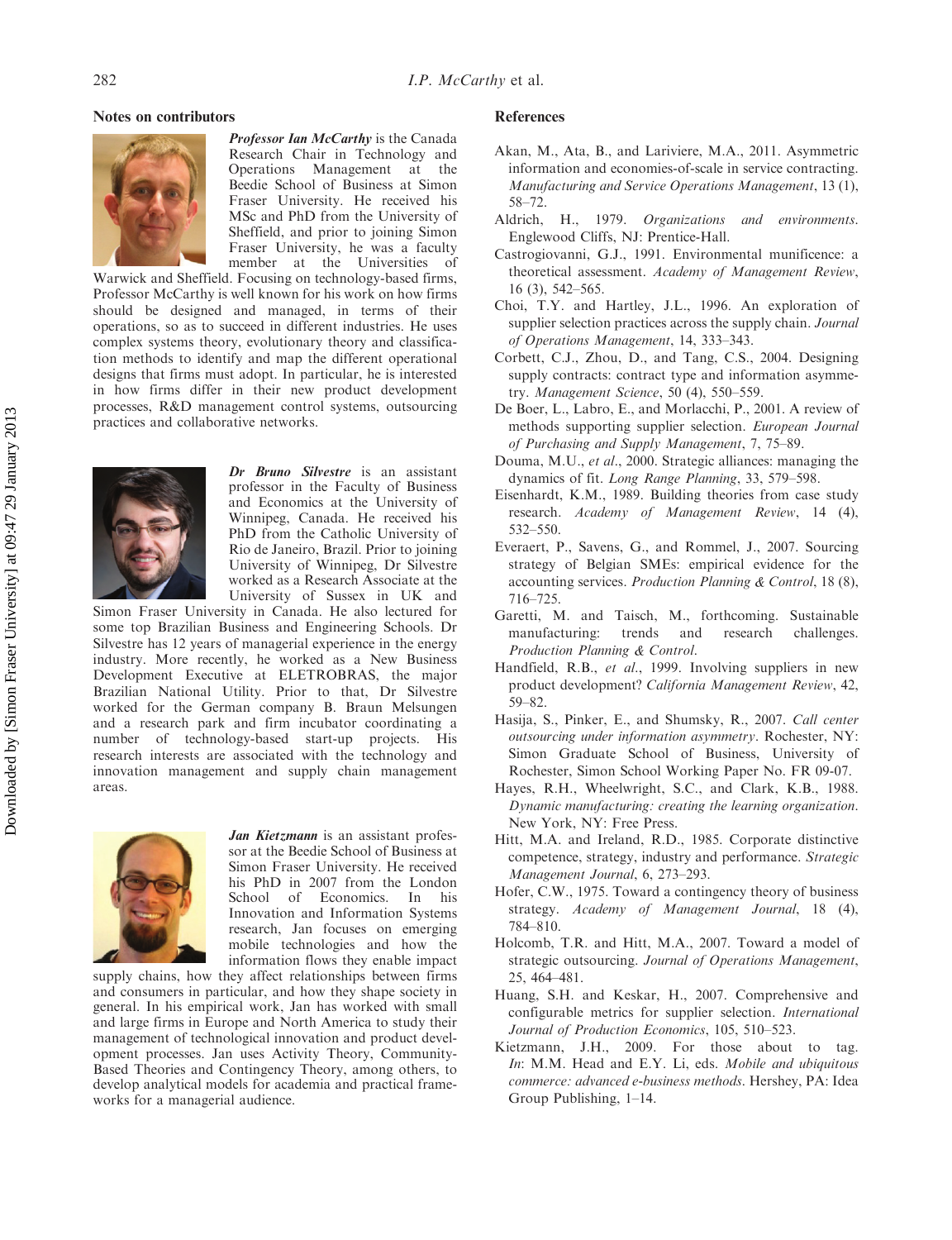## Notes on contributors

***Professor Ian McCarthy*** is the Canada Research Chair in Technology and Operations Management at the Beedie School of Business at Simon Fraser University. He received his MSc and PhD from the University of Sheffield, and prior to joining Simon Fraser University, he was a faculty member at the Universities of Warwick and Sheffield. Focusing on technology-based firms, Professor McCarthy is well known for his work on how firms should be designed and managed, in terms of their operations, so as to succeed in different industries. He uses complex systems theory, evolutionary theory and classification methods to identify and map the different operational designs that firms must adopt. In particular, he is interested in how firms differ in their new product development processes, R&D management control systems, outsourcing practices and collaborative networks.

***Dr Bruno Silvestre*** is an assistant professor in the Faculty of Business and Economics at the University of Winnipeg, Canada. He received his PhD from the Catholic University of Rio de Janeiro, Brazil. Prior to joining University of Winnipeg, Dr Silvestre worked as a Research Associate at the University of Sussex in UK and Simon Fraser University in Canada. He also lectured for some top Brazilian Business and Engineering Schools. Dr Silvestre has 12 years of managerial experience in the energy industry. More recently, he worked as a New Business Development Executive at ELETROBRAS, the major Brazilian National Utility. Prior to that, Dr Silvestre worked for the German company B. Braun Melsungen and a research park and firm incubator coordinating a number of technology-based start-up projects. His research interests are associated with the technology and innovation management and supply chain management areas.

***Jan Kietzmann*** is an assistant professor at the Beedie School of Business at Simon Fraser University. He received his PhD in 2007 from the London School of Economics. In his Innovation and Information Systems research, Jan focuses on emerging mobile technologies and how the information flows they enable impact supply chains, how they affect relationships between firms and consumers in particular, and how they shape society in general. In his empirical work, Jan has worked with small and large firms in Europe and North America to study their management of technological innovation and product development processes. Jan uses Activity Theory, Community-Based Theories and Contingency Theory, among others, to develop analytical models for academia and practical frameworks for a managerial audience.

## References

Akan, M., Ata, B., and Lariviere, M.A., 2011. Asymmetric information and economies-of-scale in service contracting. *Manufacturing and Service Operations Management*, 13 (1), 58–72.

Aldrich, H., 1979. *Organizations and environments*. Englewood Cliffs, NJ: Prentice-Hall.

Castrogiovanni, G.J., 1991. Environmental munificence: a theoretical assessment. *Academy of Management Review*, 16 (3), 542–565.

Choi, T.Y. and Hartley, J.L., 1996. An exploration of supplier selection practices across the supply chain. *Journal of Operations Management*, 14, 333–343.

Corbett, C.J., Zhou, D., and Tang, C.S., 2004. Designing supply contracts: contract type and information asymmetry. *Management Science*, 50 (4), 550–559.

De Boer, L., Labro, E., and Morlacchi, P., 2001. A review of methods supporting supplier selection. *European Journal of Purchasing and Supply Management*, 7, 75–89.

Douma, M.U., *et al*., 2000. Strategic alliances: managing the dynamics of fit. *Long Range Planning*, 33, 579–598.

Eisenhardt, K.M., 1989. Building theories from case study research. *Academy of Management Review*, 14 (4), 532–550.

Everaert, P., Savens, G., and Rommel, J., 2007. Sourcing strategy of Belgian SMEs: empirical evidence for the accounting services. *Production Planning & Control*, 18 (8), 716–725.

Garetti, M. and Taisch, M., forthcoming. Sustainable manufacturing: trends and research challenges. *Production Planning & Control*.

Handfield, R.B., *et al*., 1999. Involving suppliers in new product development? *California Management Review*, 42, 59–82.

Hasija, S., Pinker, E., and Shumsky, R., 2007. *Call center outsourcing under information asymmetry*. Rochester, NY: Simon Graduate School of Business, University of Rochester, Simon School Working Paper No. FR 09-07.

Hayes, R.H., Wheelwright, S.C., and Clark, K.B., 1988. *Dynamic manufacturing: creating the learning organization*. New York, NY: Free Press.

Hitt, M.A. and Ireland, R.D., 1985. Corporate distinctive competence, strategy, industry and performance. *Strategic Management Journal*, 6, 273–293.

Hofer, C.W., 1975. Toward a contingency theory of business strategy. *Academy of Management Journal*, 18 (4), 784–810.

Holcomb, T.R. and Hitt, M.A., 2007. Toward a model of strategic outsourcing. *Journal of Operations Management*, 25, 464–481.

Huang, S.H. and Keskar, H., 2007. Comprehensive and configurable metrics for supplier selection. *International Journal of Production Economics*, 105, 510–523.

Kietzmann, J.H., 2009. For those about to tag. *In*: M.M. Head and E.Y. Li, eds. *Mobile and ubiquitous commerce: advanced e-business methods*. Hershey, PA: Idea Group Publishing, 1–14.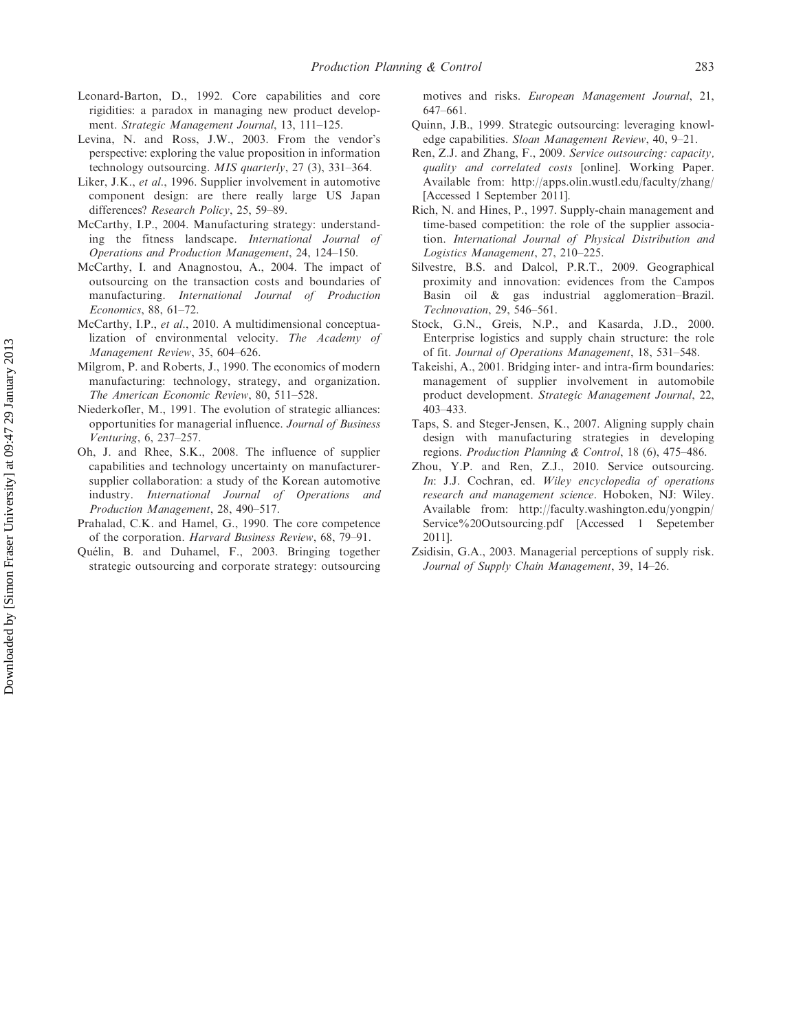Leonard-Barton, D., 1992. Core capabilities and core rigidities: a paradox in managing new product development. *Strategic Management Journal*, 13, 111–125.

Levina, N. and Ross, J.W., 2003. From the vendor's perspective: exploring the value proposition in information technology outsourcing. *MIS quarterly*, 27 (3), 331–364.

Liker, J.K., *et al*., 1996. Supplier involvement in automotive component design: are there really large US Japan differences? *Research Policy*, 25, 59–89.

McCarthy, I.P., 2004. Manufacturing strategy: understanding the fitness landscape. *International Journal of Operations and Production Management*, 24, 124–150.

McCarthy, I. and Anagnostou, A., 2004. The impact of outsourcing on the transaction costs and boundaries of manufacturing. *International Journal of Production Economics*, 88, 61–72.

McCarthy, I.P., *et al*., 2010. A multidimensional conceptualization of environmental velocity. *The Academy of Management Review*, 35, 604–626.

Milgrom, P. and Roberts, J., 1990. The economics of modern manufacturing: technology, strategy, and organization. *The American Economic Review*, 80, 511–528.

Niederkofler, M., 1991. The evolution of strategic alliances: opportunities for managerial influence. *Journal of Business Venturing*, 6, 237–257.

Oh, J. and Rhee, S.K., 2008. The influence of supplier capabilities and technology uncertainty on manufacturer-supplier collaboration: a study of the Korean automotive industry. *International Journal of Operations and Production Management*, 28, 490–517.

Prahalad, C.K. and Hamel, G., 1990. The core competence of the corporation. *Harvard Business Review*, 68, 79–91.

Quélin, B. and Duhamel, F., 2003. Bringing together strategic outsourcing and corporate strategy: outsourcing motives and risks. *European Management Journal*, 21, 647–661.

Quinn, J.B., 1999. Strategic outsourcing: leveraging knowledge capabilities. *Sloan Management Review*, 40, 9–21.

Ren, Z.J. and Zhang, F., 2009. *Service outsourcing: capacity, quality and correlated costs* [online]. Working Paper. Available from: http://apps.olin.wustl.edu/faculty/zhang/ [Accessed 1 September 2011].

Rich, N. and Hines, P., 1997. Supply-chain management and time-based competition: the role of the supplier association. *International Journal of Physical Distribution and Logistics Management*, 27, 210–225.

Silvestre, B.S. and Dalcol, P.R.T., 2009. Geographical proximity and innovation: evidences from the Campos Basin oil & gas industrial agglomeration–Brazil. *Technovation*, 29, 546–561.

Stock, G.N., Greis, N.P., and Kasarda, J.D., 2000. Enterprise logistics and supply chain structure: the role of fit. *Journal of Operations Management*, 18, 531–548.

Takeishi, A., 2001. Bridging inter- and intra-firm boundaries: management of supplier involvement in automobile product development. *Strategic Management Journal*, 22, 403–433.

Taps, S. and Steger-Jensen, K., 2007. Aligning supply chain design with manufacturing strategies in developing regions. *Production Planning & Control*, 18 (6), 475–486.

Zhou, Y.P. and Ren, Z.J., 2010. Service outsourcing. *In*: J.J. Cochran, ed. *Wiley encyclopedia of operations research and management science*. Hoboken, NJ: Wiley. Available from: http://faculty.washington.edu/yongpin/Service%20Outsourcing.pdf [Accessed 1 Sepetember 2011].

Zsidisin, G.A., 2003. Managerial perceptions of supply risk. *Journal of Supply Chain Management*, 39, 14–26.